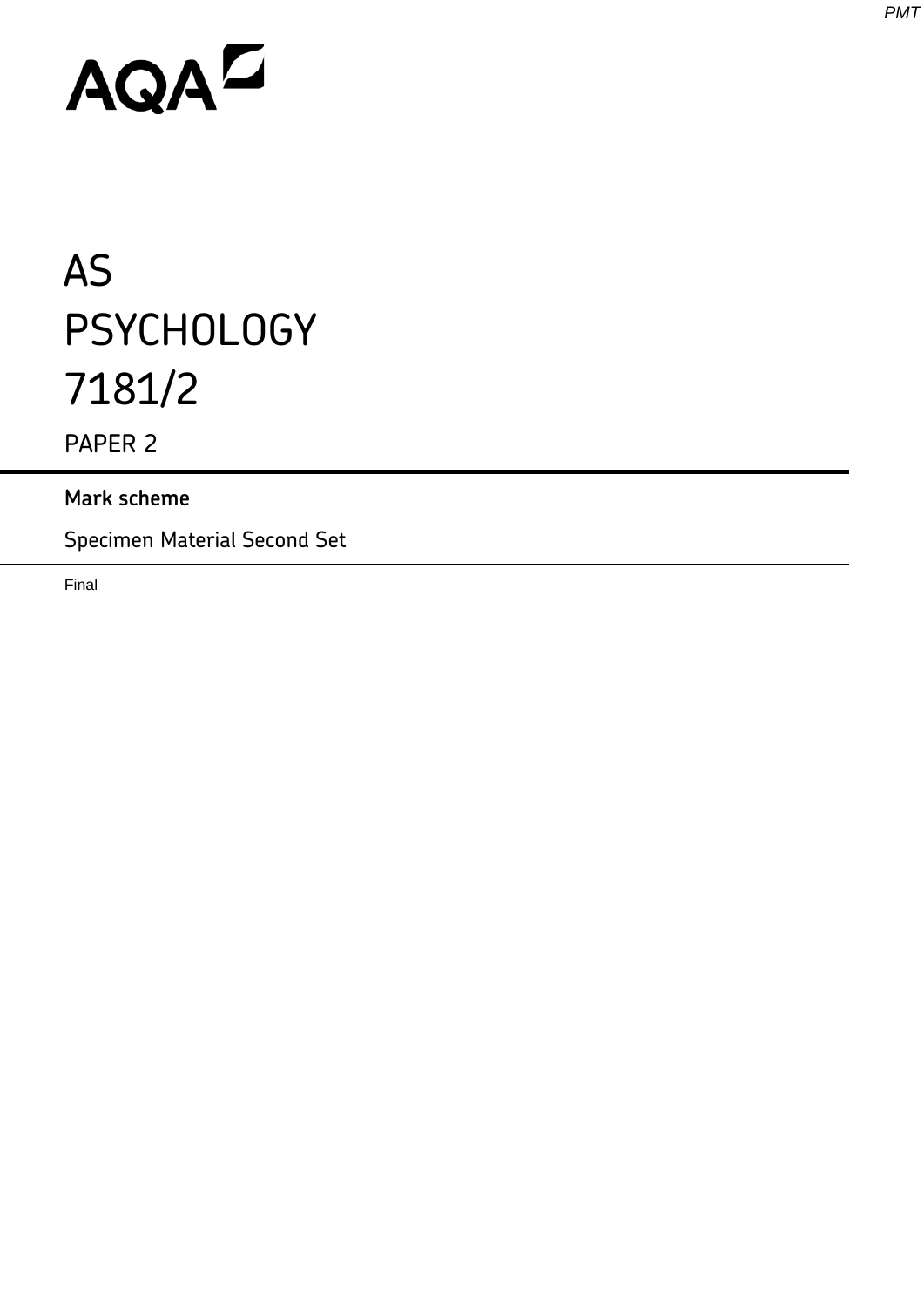# AS PSYCHOLOGY 7181/2

## PAPER 2

**Mark scheme**

Specimen Material Second Set

Final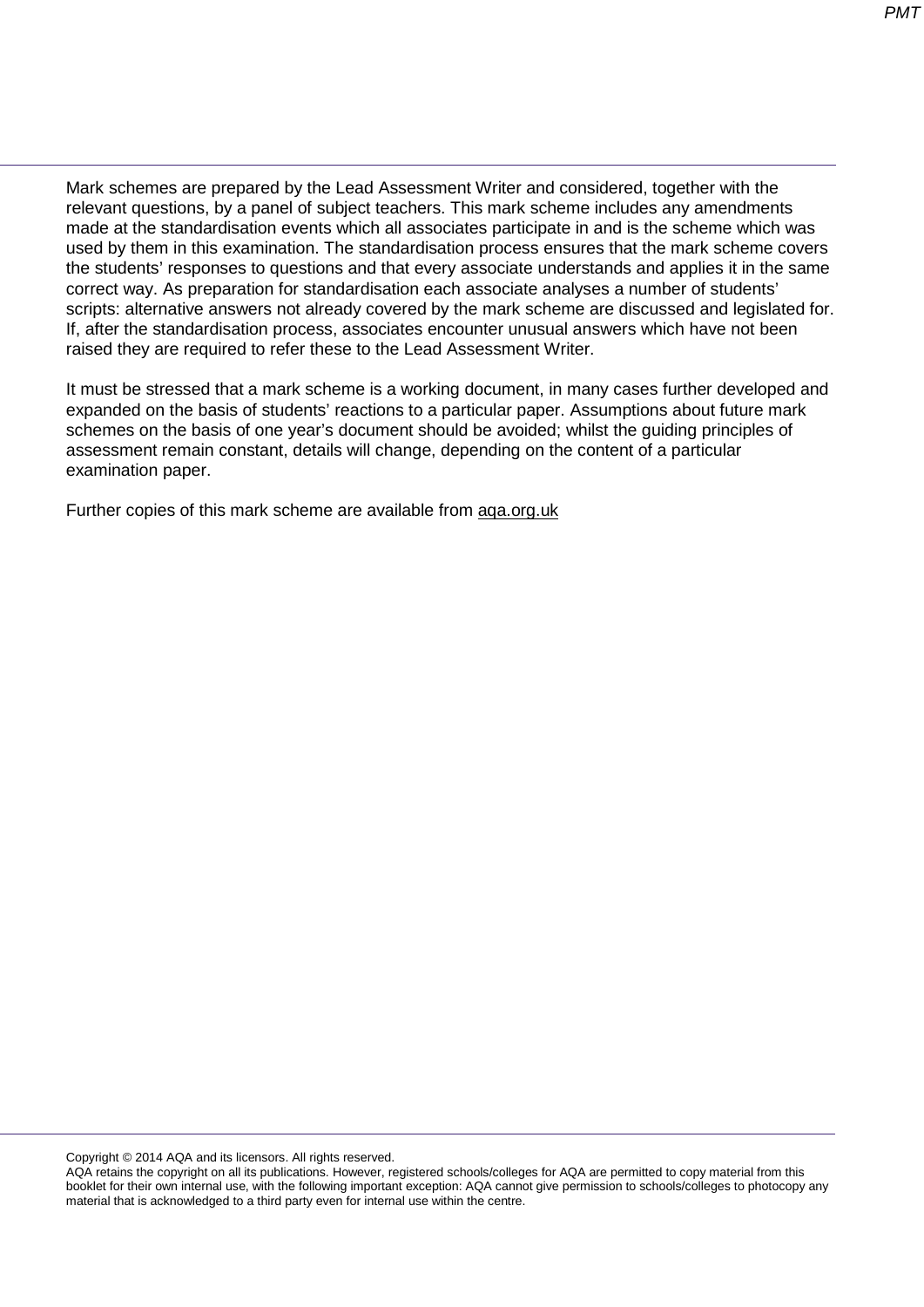Mark schemes are prepared by the Lead Assessment Writer and considered, together with the relevant questions, by a panel of subject teachers. This mark scheme includes any amendments made at the standardisation events which all associates participate in and is the scheme which was used by them in this examination. The standardisation process ensures that the mark scheme covers the students' responses to questions and that every associate understands and applies it in the same correct way. As preparation for standardisation each associate analyses a number of students' scripts: alternative answers not already covered by the mark scheme are discussed and legislated for. If, after the standardisation process, associates encounter unusual answers which have not been raised they are required to refer these to the Lead Assessment Writer.

It must be stressed that a mark scheme is a working document, in many cases further developed and expanded on the basis of students' reactions to a particular paper. Assumptions about future mark schemes on the basis of one year's document should be avoided; whilst the guiding principles of assessment remain constant, details will change, depending on the content of a particular examination paper.

Further copies of this mark scheme are available from aqa.org.uk

Copyright © 2014 AQA and its licensors. All rights reserved.
AQA retains the copyright on all its publications. However, registered schools/colleges for AQA are permitted to copy material from this booklet for their own internal use, with the following important exception: AQA cannot give permission to schools/colleges to photocopy any material that is acknowledged to a third party even for internal use within the centre.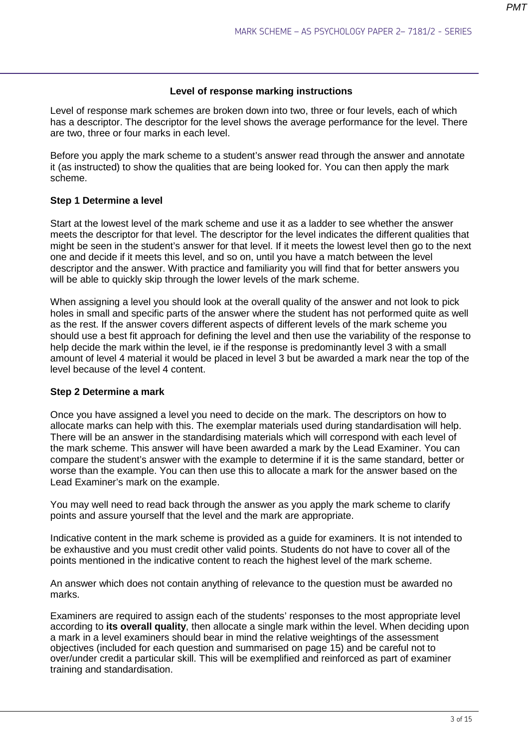## Level of response marking instructions

Level of response mark schemes are broken down into two, three or four levels, each of which has a descriptor. The descriptor for the level shows the average performance for the level. There are two, three or four marks in each level.

Before you apply the mark scheme to a student's answer read through the answer and annotate it (as instructed) to show the qualities that are being looked for. You can then apply the mark scheme.

### Step 1 Determine a level

Start at the lowest level of the mark scheme and use it as a ladder to see whether the answer meets the descriptor for that level. The descriptor for the level indicates the different qualities that might be seen in the student's answer for that level. If it meets the lowest level then go to the next one and decide if it meets this level, and so on, until you have a match between the level descriptor and the answer. With practice and familiarity you will find that for better answers you will be able to quickly skip through the lower levels of the mark scheme.

When assigning a level you should look at the overall quality of the answer and not look to pick holes in small and specific parts of the answer where the student has not performed quite as well as the rest. If the answer covers different aspects of different levels of the mark scheme you should use a best fit approach for defining the level and then use the variability of the response to help decide the mark within the level, ie if the response is predominantly level 3 with a small amount of level 4 material it would be placed in level 3 but be awarded a mark near the top of the level because of the level 4 content.

### Step 2 Determine a mark

Once you have assigned a level you need to decide on the mark. The descriptors on how to allocate marks can help with this. The exemplar materials used during standardisation will help. There will be an answer in the standardising materials which will correspond with each level of the mark scheme. This answer will have been awarded a mark by the Lead Examiner. You can compare the student's answer with the example to determine if it is the same standard, better or worse than the example. You can then use this to allocate a mark for the answer based on the Lead Examiner's mark on the example.

You may well need to read back through the answer as you apply the mark scheme to clarify points and assure yourself that the level and the mark are appropriate.

Indicative content in the mark scheme is provided as a guide for examiners. It is not intended to be exhaustive and you must credit other valid points. Students do not have to cover all of the points mentioned in the indicative content to reach the highest level of the mark scheme.

An answer which does not contain anything of relevance to the question must be awarded no marks.

Examiners are required to assign each of the students' responses to the most appropriate level according to **its overall quality**, then allocate a single mark within the level. When deciding upon a mark in a level examiners should bear in mind the relative weightings of the assessment objectives (included for each question and summarised on page 15) and be careful not to over/under credit a particular skill. This will be exemplified and reinforced as part of examiner training and standardisation.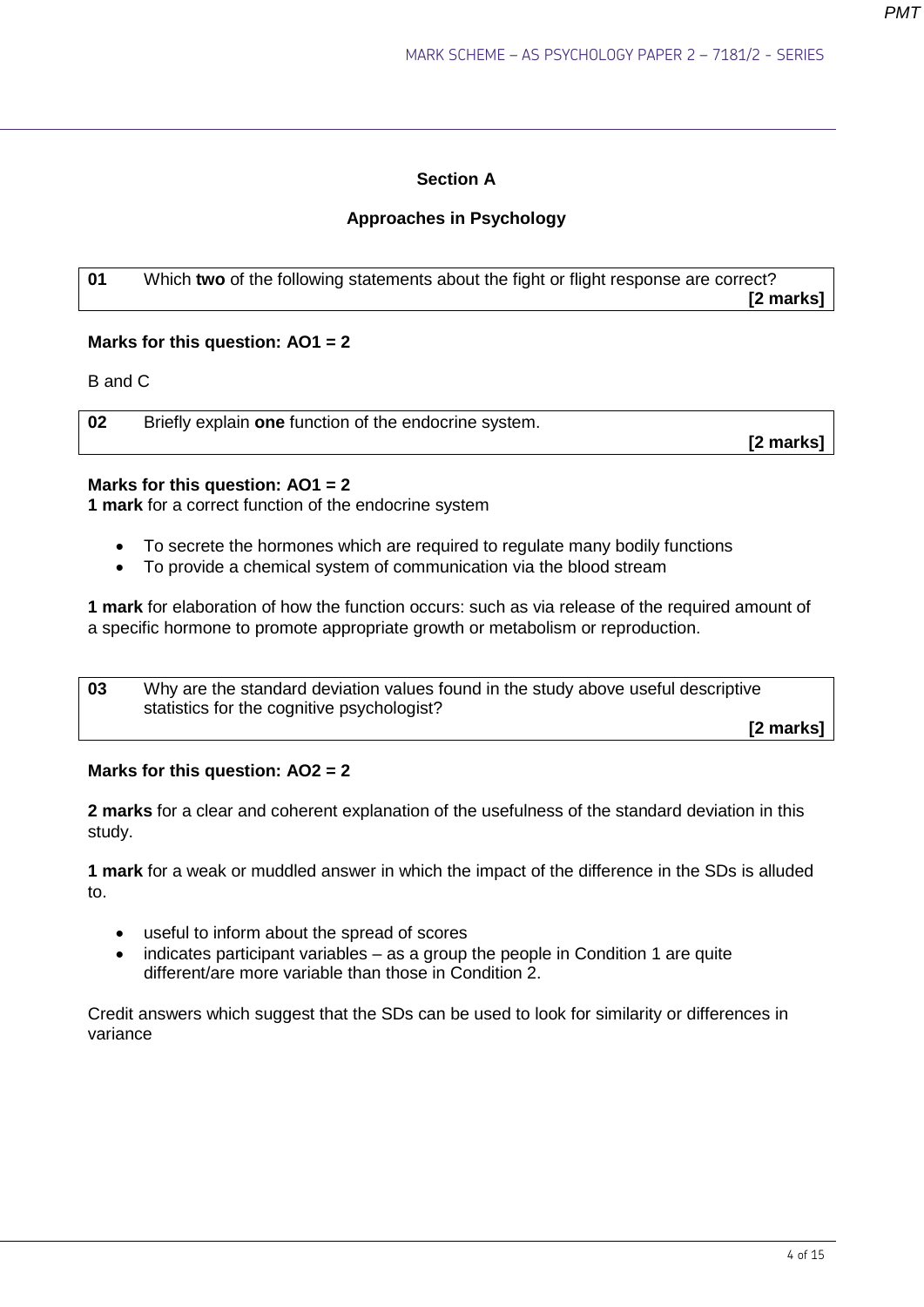## Section A

## Approaches in Psychology

| 01 | Which **two** of the following statements about the fight or flight response are correct? **[2 marks]** |
|---|---|

**Marks for this question: AO1 = 2**

B and C

| 02 | Briefly explain **one** function of the endocrine system. **[2 marks]** |
|---|---|

**Marks for this question: AO1 = 2**
**1 mark** for a correct function of the endocrine system

- To secrete the hormones which are required to regulate many bodily functions
- To provide a chemical system of communication via the blood stream

**1 mark** for elaboration of how the function occurs: such as via release of the required amount of a specific hormone to promote appropriate growth or metabolism or reproduction.

| 03 | Why are the standard deviation values found in the study above useful descriptive statistics for the cognitive psychologist? **[2 marks]** |
|---|---|

**Marks for this question: AO2 = 2**

**2 marks** for a clear and coherent explanation of the usefulness of the standard deviation in this study.

**1 mark** for a weak or muddled answer in which the impact of the difference in the SDs is alluded to.

- useful to inform about the spread of scores
- indicates participant variables – as a group the people in Condition 1 are quite different/are more variable than those in Condition 2.

Credit answers which suggest that the SDs can be used to look for similarity or differences in variance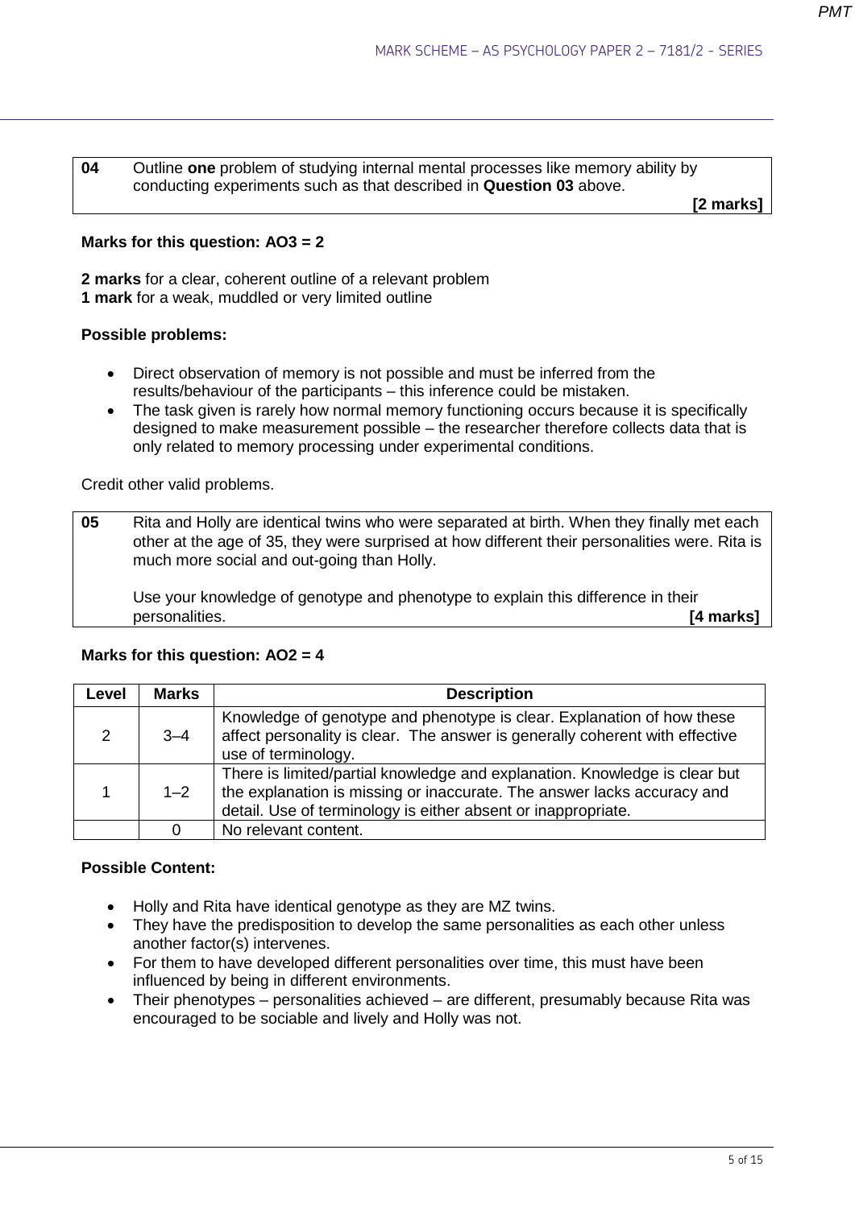| 04 | Outline **one** problem of studying internal mental processes like memory ability by conducting experiments such as that described in **Question 03** above. **[2 marks]** |
|---|---|

**Marks for this question: AO3 = 2**

**2 marks** for a clear, coherent outline of a relevant problem
**1 mark** for a weak, muddled or very limited outline

**Possible problems:**

- Direct observation of memory is not possible and must be inferred from the results/behaviour of the participants – this inference could be mistaken.
- The task given is rarely how normal memory functioning occurs because it is specifically designed to make measurement possible – the researcher therefore collects data that is only related to memory processing under experimental conditions.

Credit other valid problems.

| 05 | Rita and Holly are identical twins who were separated at birth. When they finally met each other at the age of 35, they were surprised at how different their personalities were. Rita is much more social and out-going than Holly.<br><br>Use your knowledge of genotype and phenotype to explain this difference in their personalities. **[4 marks]** |
|---|---|

**Marks for this question: AO2 = 4**

| Level | Marks | Description |
|---|---|---|
| 2 | 3–4 | Knowledge of genotype and phenotype is clear. Explanation of how these affect personality is clear. The answer is generally coherent with effective use of terminology. |
| 1 | 1–2 | There is limited/partial knowledge and explanation. Knowledge is clear but the explanation is missing or inaccurate. The answer lacks accuracy and detail. Use of terminology is either absent or inappropriate. |
| | 0 | No relevant content. |

**Possible Content:**

- Holly and Rita have identical genotype as they are MZ twins.
- They have the predisposition to develop the same personalities as each other unless another factor(s) intervenes.
- For them to have developed different personalities over time, this must have been influenced by being in different environments.
- Their phenotypes – personalities achieved – are different, presumably because Rita was encouraged to be sociable and lively and Holly was not.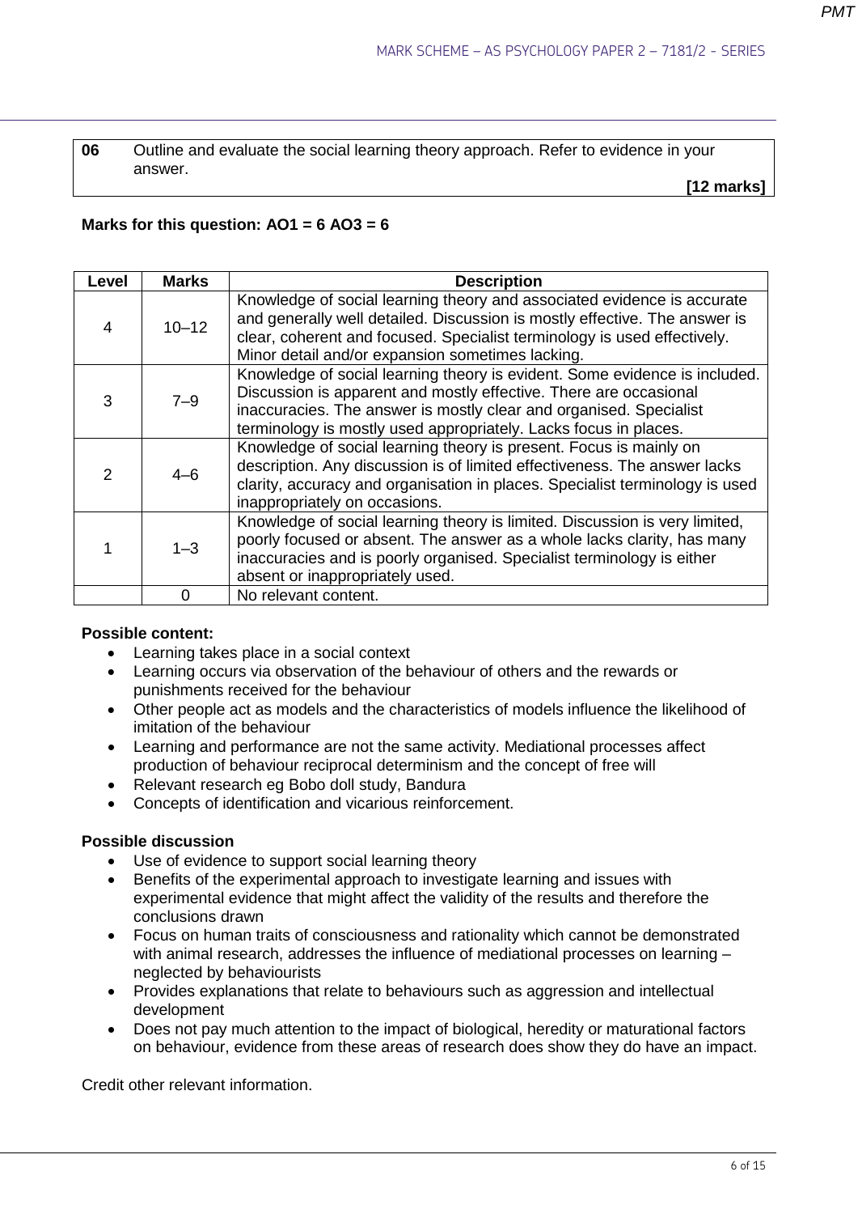| 06 | Outline and evaluate the social learning theory approach. Refer to evidence in your answer. **[12 marks]** |
|---|---|

**Marks for this question: AO1 = 6 AO3 = 6**

| Level | Marks | Description |
|---|---|---|
| 4 | 10–12 | Knowledge of social learning theory and associated evidence is accurate and generally well detailed. Discussion is mostly effective. The answer is clear, coherent and focused. Specialist terminology is used effectively. Minor detail and/or expansion sometimes lacking. |
| 3 | 7–9 | Knowledge of social learning theory is evident. Some evidence is included. Discussion is apparent and mostly effective. There are occasional inaccuracies. The answer is mostly clear and organised. Specialist terminology is mostly used appropriately. Lacks focus in places. |
| 2 | 4–6 | Knowledge of social learning theory is present. Focus is mainly on description. Any discussion is of limited effectiveness. The answer lacks clarity, accuracy and organisation in places. Specialist terminology is used inappropriately on occasions. |
| 1 | 1–3 | Knowledge of social learning theory is limited. Discussion is very limited, poorly focused or absent. The answer as a whole lacks clarity, has many inaccuracies and is poorly organised. Specialist terminology is either absent or inappropriately used. |
| | 0 | No relevant content. |

**Possible content:**

- Learning takes place in a social context
- Learning occurs via observation of the behaviour of others and the rewards or punishments received for the behaviour
- Other people act as models and the characteristics of models influence the likelihood of imitation of the behaviour
- Learning and performance are not the same activity. Mediational processes affect production of behaviour reciprocal determinism and the concept of free will
- Relevant research eg Bobo doll study, Bandura
- Concepts of identification and vicarious reinforcement.

**Possible discussion**

- Use of evidence to support social learning theory
- Benefits of the experimental approach to investigate learning and issues with experimental evidence that might affect the validity of the results and therefore the conclusions drawn
- Focus on human traits of consciousness and rationality which cannot be demonstrated with animal research, addresses the influence of mediational processes on learning – neglected by behaviourists
- Provides explanations that relate to behaviours such as aggression and intellectual development
- Does not pay much attention to the impact of biological, heredity or maturational factors on behaviour, evidence from these areas of research does show they do have an impact.

Credit other relevant information.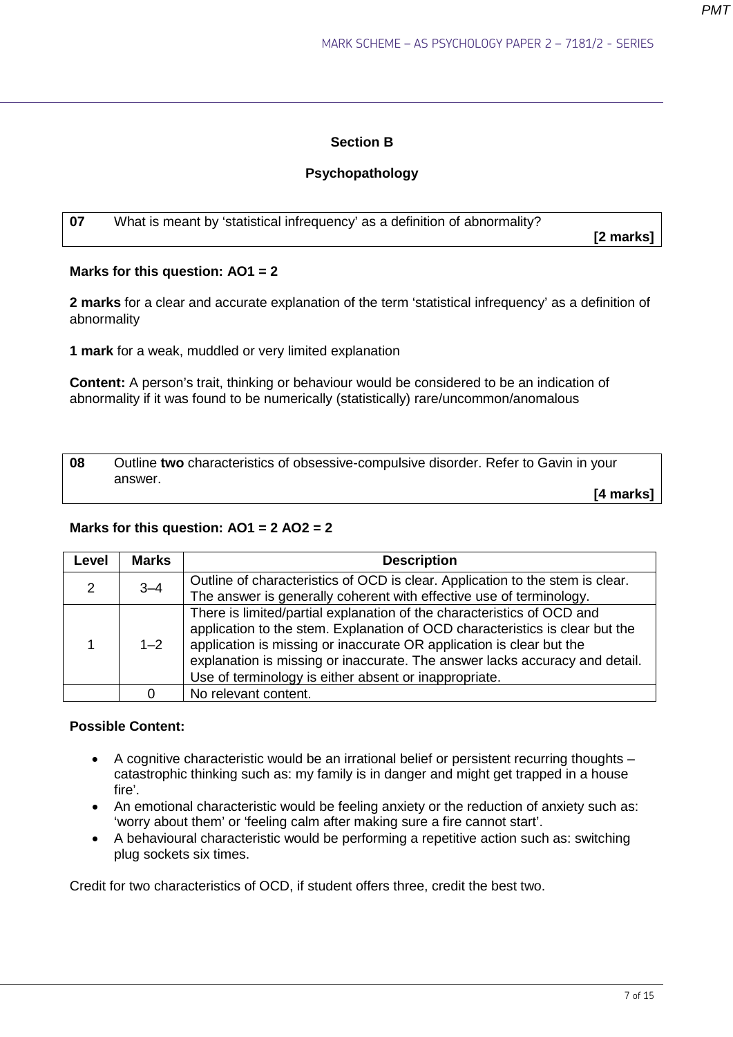## Section B

### Psychopathology

**07** What is meant by 'statistical infrequency' as a definition of abnormality? **[2 marks]**

**Marks for this question: AO1 = 2**

**2 marks** for a clear and accurate explanation of the term 'statistical infrequency' as a definition of abnormality

**1 mark** for a weak, muddled or very limited explanation

**Content:** A person's trait, thinking or behaviour would be considered to be an indication of abnormality if it was found to be numerically (statistically) rare/uncommon/anomalous

**08** Outline **two** characteristics of obsessive-compulsive disorder. Refer to Gavin in your answer. **[4 marks]**

**Marks for this question: AO1 = 2 AO2 = 2**

| Level | Marks | Description |
|---|---|---|
| 2 | 3–4 | Outline of characteristics of OCD is clear. Application to the stem is clear. The answer is generally coherent with effective use of terminology. |
| 1 | 1–2 | There is limited/partial explanation of the characteristics of OCD and application to the stem. Explanation of OCD characteristics is clear but the application is missing or inaccurate OR application is clear but the explanation is missing or inaccurate. The answer lacks accuracy and detail. Use of terminology is either absent or inappropriate. |
| | 0 | No relevant content. |

**Possible Content:**

- A cognitive characteristic would be an irrational belief or persistent recurring thoughts – catastrophic thinking such as: my family is in danger and might get trapped in a house fire'.
- An emotional characteristic would be feeling anxiety or the reduction of anxiety such as: 'worry about them' or 'feeling calm after making sure a fire cannot start'.
- A behavioural characteristic would be performing a repetitive action such as: switching plug sockets six times.

Credit for two characteristics of OCD, if student offers three, credit the best two.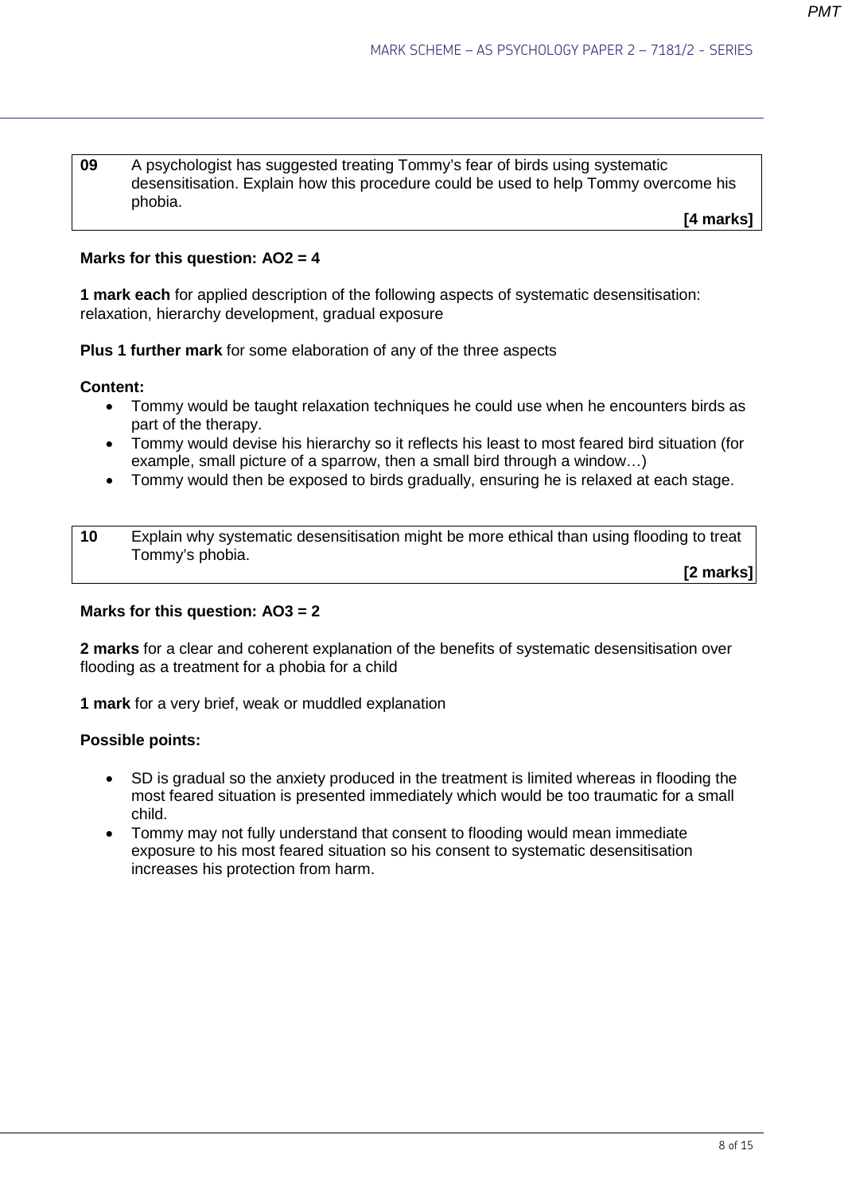| 09 | A psychologist has suggested treating Tommy's fear of birds using systematic desensitisation. Explain how this procedure could be used to help Tommy overcome his phobia. **[4 marks]** |
|---|---|

**Marks for this question: AO2 = 4**

**1 mark each** for applied description of the following aspects of systematic desensitisation: relaxation, hierarchy development, gradual exposure

**Plus 1 further mark** for some elaboration of any of the three aspects

**Content:**

- Tommy would be taught relaxation techniques he could use when he encounters birds as part of the therapy.
- Tommy would devise his hierarchy so it reflects his least to most feared bird situation (for example, small picture of a sparrow, then a small bird through a window…)
- Tommy would then be exposed to birds gradually, ensuring he is relaxed at each stage.

| 10 | Explain why systematic desensitisation might be more ethical than using flooding to treat Tommy's phobia. **[2 marks]** |
|---|---|

**Marks for this question: AO3 = 2**

**2 marks** for a clear and coherent explanation of the benefits of systematic desensitisation over flooding as a treatment for a phobia for a child

**1 mark** for a very brief, weak or muddled explanation

**Possible points:**

- SD is gradual so the anxiety produced in the treatment is limited whereas in flooding the most feared situation is presented immediately which would be too traumatic for a small child.
- Tommy may not fully understand that consent to flooding would mean immediate exposure to his most feared situation so his consent to systematic desensitisation increases his protection from harm.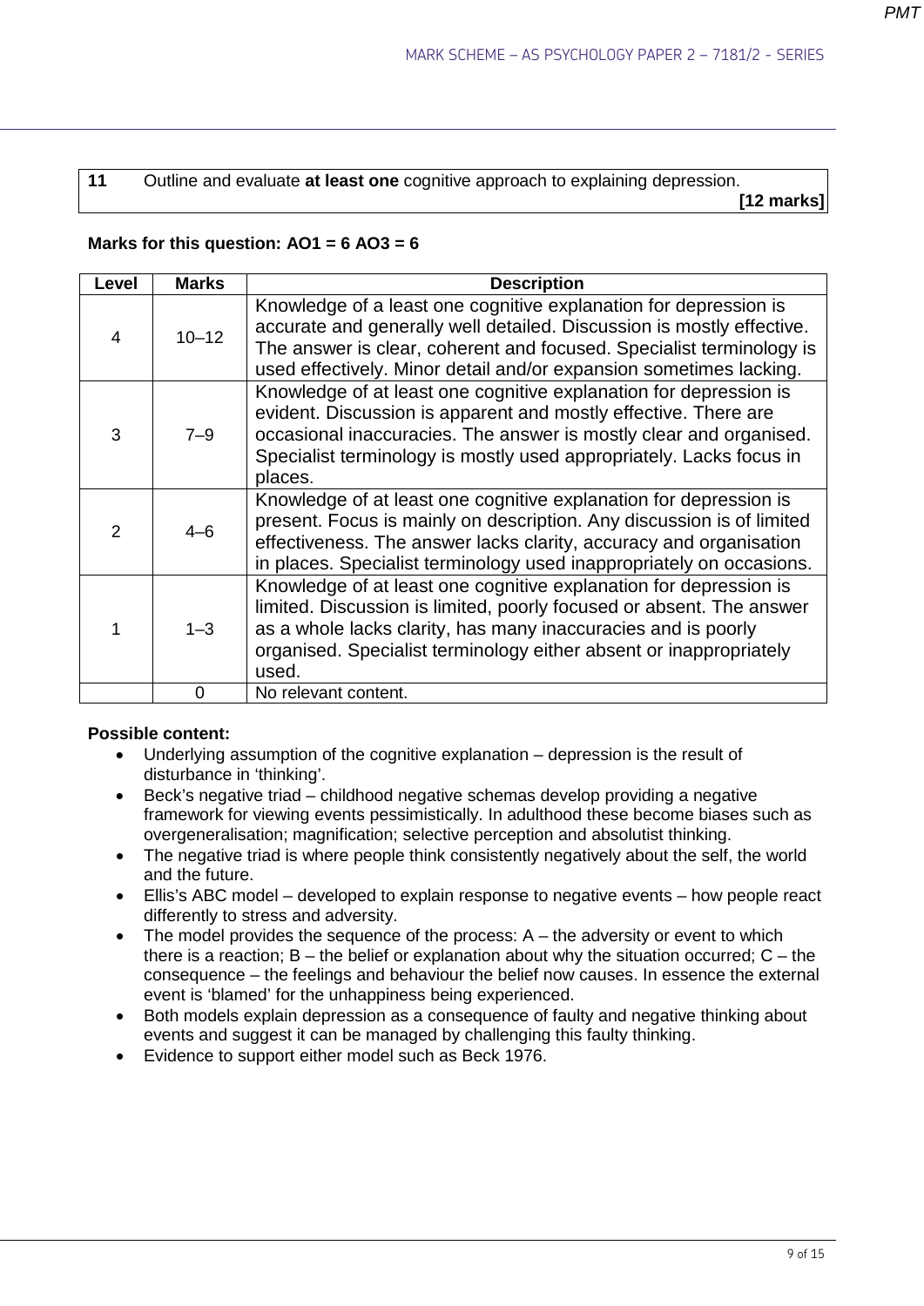| 11 | Outline and evaluate **at least one** cognitive approach to explaining depression. **[12 marks]** |
|---|---|

**Marks for this question: AO1 = 6 AO3 = 6**

| Level | Marks | Description |
|---|---|---|
| 4 | 10–12 | Knowledge of a least one cognitive explanation for depression is accurate and generally well detailed. Discussion is mostly effective. The answer is clear, coherent and focused. Specialist terminology is used effectively. Minor detail and/or expansion sometimes lacking. |
| 3 | 7–9 | Knowledge of at least one cognitive explanation for depression is evident. Discussion is apparent and mostly effective. There are occasional inaccuracies. The answer is mostly clear and organised. Specialist terminology is mostly used appropriately. Lacks focus in places. |
| 2 | 4–6 | Knowledge of at least one cognitive explanation for depression is present. Focus is mainly on description. Any discussion is of limited effectiveness. The answer lacks clarity, accuracy and organisation in places. Specialist terminology used inappropriately on occasions. |
| 1 | 1–3 | Knowledge of at least one cognitive explanation for depression is limited. Discussion is limited, poorly focused or absent. The answer as a whole lacks clarity, has many inaccuracies and is poorly organised. Specialist terminology either absent or inappropriately used. |
| | 0 | No relevant content. |

**Possible content:**

- Underlying assumption of the cognitive explanation – depression is the result of disturbance in 'thinking'.
- Beck's negative triad – childhood negative schemas develop providing a negative framework for viewing events pessimistically. In adulthood these become biases such as overgeneralisation; magnification; selective perception and absolutist thinking.
- The negative triad is where people think consistently negatively about the self, the world and the future.
- Ellis's ABC model – developed to explain response to negative events – how people react differently to stress and adversity.
- The model provides the sequence of the process: A – the adversity or event to which there is a reaction; B – the belief or explanation about why the situation occurred; C – the consequence – the feelings and behaviour the belief now causes. In essence the external event is 'blamed' for the unhappiness being experienced.
- Both models explain depression as a consequence of faulty and negative thinking about events and suggest it can be managed by challenging this faulty thinking.
- Evidence to support either model such as Beck 1976.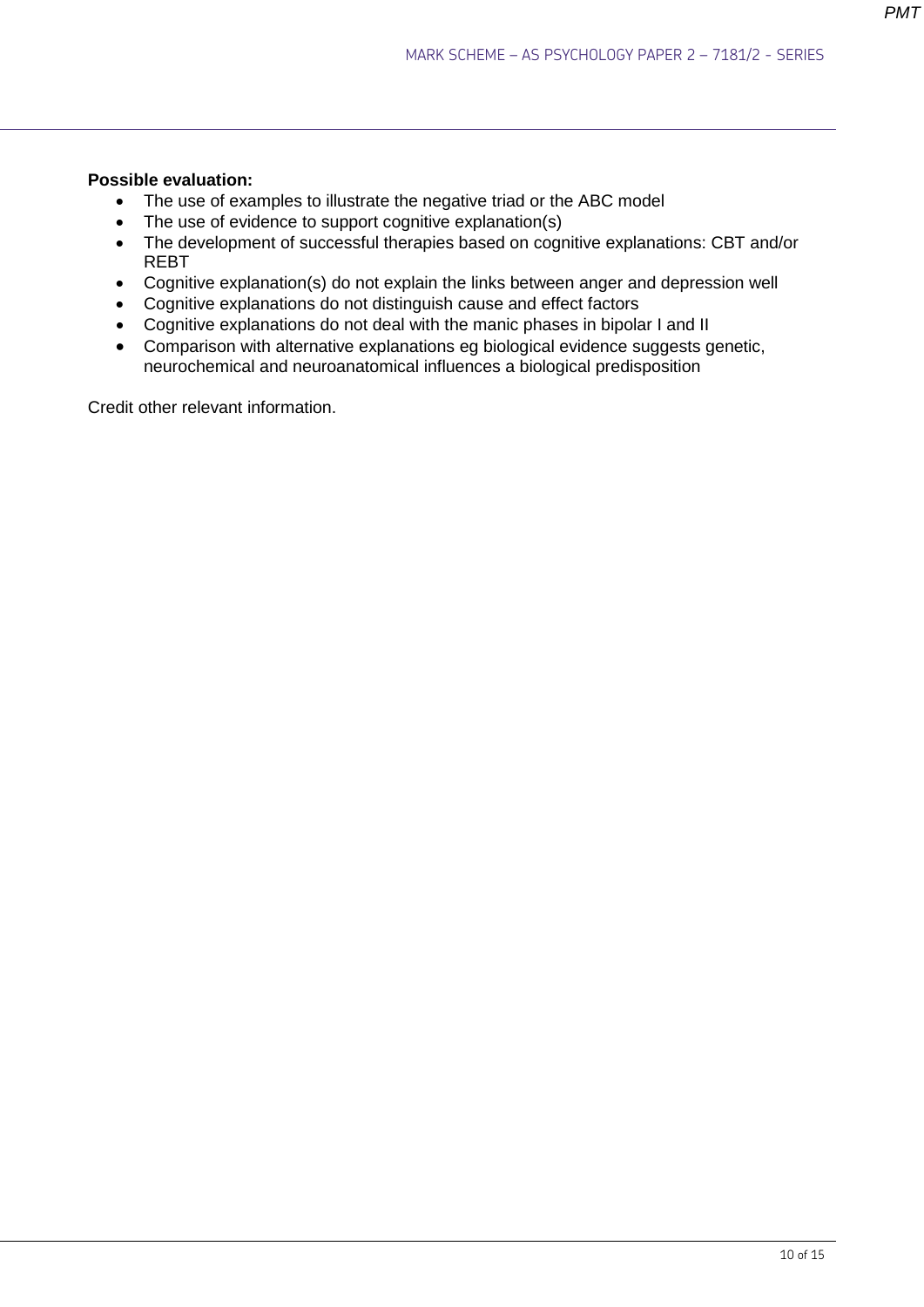**Possible evaluation:**

- The use of examples to illustrate the negative triad or the ABC model
- The use of evidence to support cognitive explanation(s)
- The development of successful therapies based on cognitive explanations: CBT and/or REBT
- Cognitive explanation(s) do not explain the links between anger and depression well
- Cognitive explanations do not distinguish cause and effect factors
- Cognitive explanations do not deal with the manic phases in bipolar I and II
- Comparison with alternative explanations eg biological evidence suggests genetic, neurochemical and neuroanatomical influences a biological predisposition

Credit other relevant information.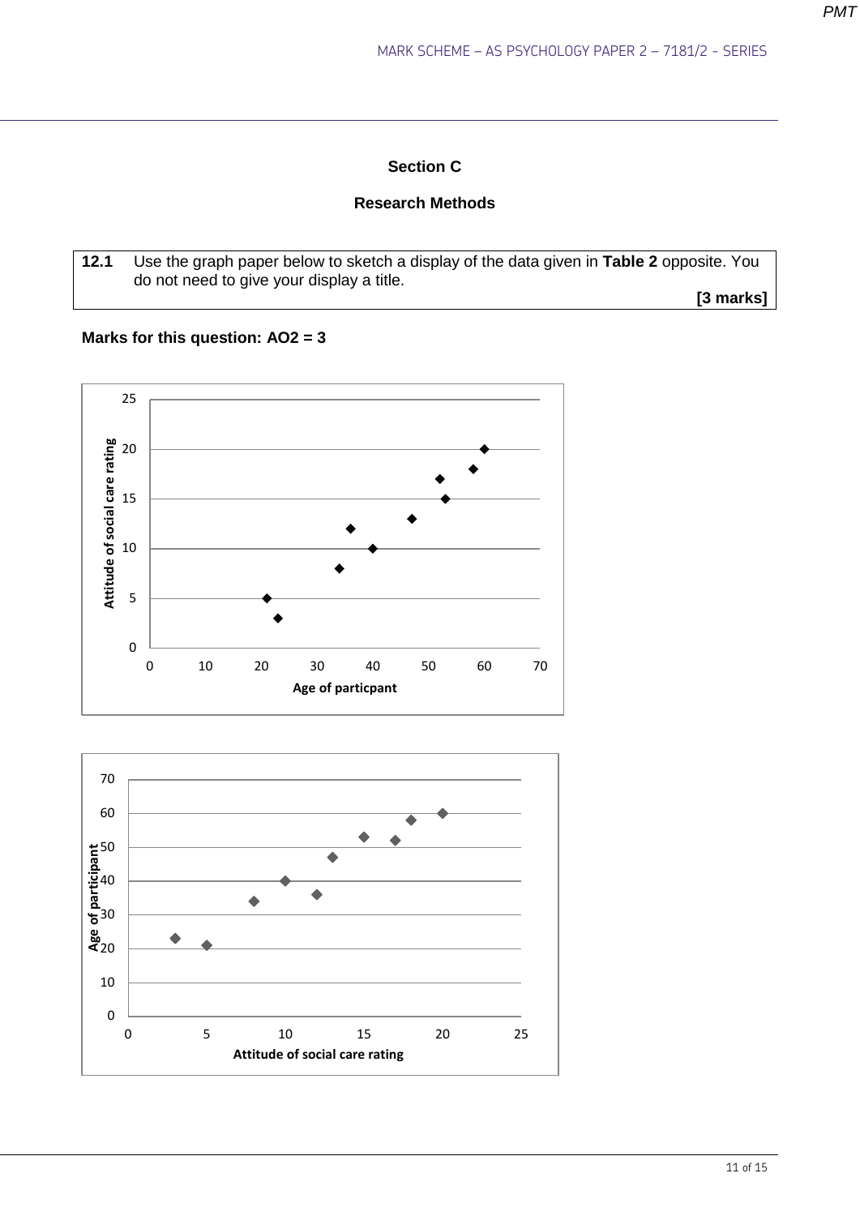## Section C

## Research Methods

| **12.1** | Use the graph paper below to sketch a display of the data given in **Table 2** opposite. You do not need to give your display a title. **[3 marks]** |
|---|---|

**Marks for this question: AO2 = 3**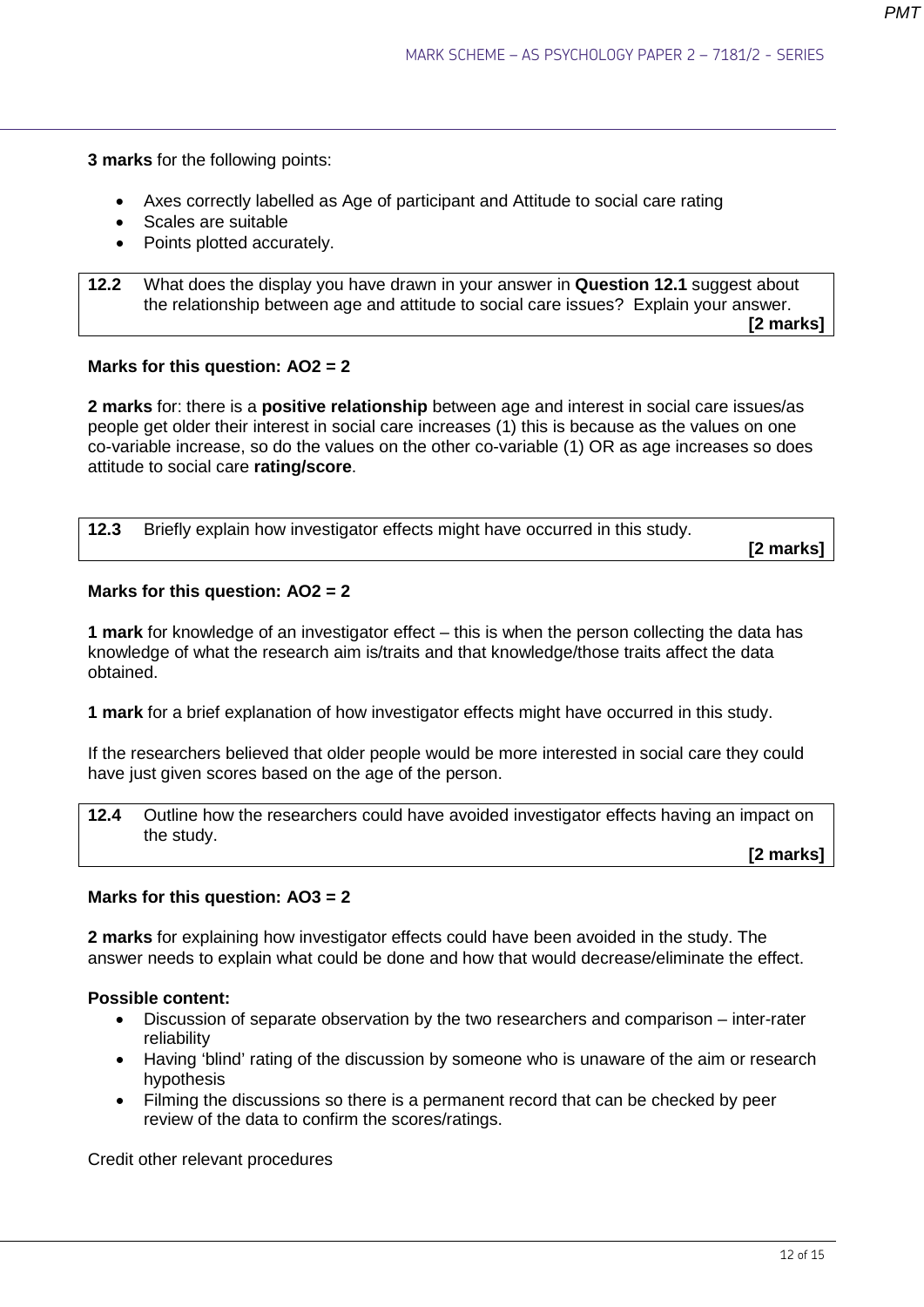**3 marks** for the following points:

- Axes correctly labelled as Age of participant and Attitude to social care rating
- Scales are suitable
- Points plotted accurately.

| **12.2** | What does the display you have drawn in your answer in **Question 12.1** suggest about the relationship between age and attitude to social care issues? Explain your answer. **[2 marks]** |
|---|---|

**Marks for this question: AO2 = 2**

**2 marks** for: there is a **positive relationship** between age and interest in social care issues/as people get older their interest in social care increases (1) this is because as the values on one co-variable increase, so do the values on the other co-variable (1) OR as age increases so does attitude to social care **rating/score**.

| **12.3** | Briefly explain how investigator effects might have occurred in this study. **[2 marks]** |
|---|---|

**Marks for this question: AO2 = 2**

**1 mark** for knowledge of an investigator effect – this is when the person collecting the data has knowledge of what the research aim is/traits and that knowledge/those traits affect the data obtained.

**1 mark** for a brief explanation of how investigator effects might have occurred in this study.

If the researchers believed that older people would be more interested in social care they could have just given scores based on the age of the person.

| **12.4** | Outline how the researchers could have avoided investigator effects having an impact on the study. **[2 marks]** |
|---|---|

**Marks for this question: AO3 = 2**

**2 marks** for explaining how investigator effects could have been avoided in the study. The answer needs to explain what could be done and how that would decrease/eliminate the effect.

**Possible content:**

- Discussion of separate observation by the two researchers and comparison – inter-rater reliability
- Having 'blind' rating of the discussion by someone who is unaware of the aim or research hypothesis
- Filming the discussions so there is a permanent record that can be checked by peer review of the data to confirm the scores/ratings.

Credit other relevant procedures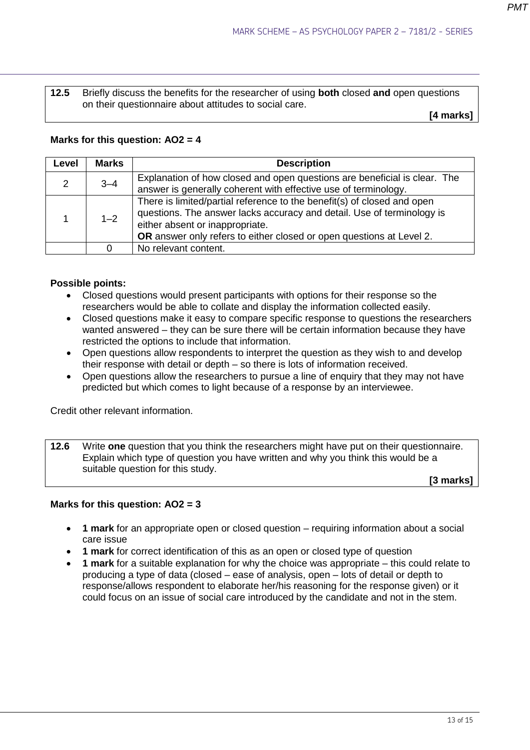| **12.5** | Briefly discuss the benefits for the researcher of using **both** closed **and** open questions on their questionnaire about attitudes to social care. **[4 marks]** |
|---|---|

**Marks for this question: AO2 = 4**

| Level | Marks | Description |
|---|---|---|
| 2 | 3–4 | Explanation of how closed and open questions are beneficial is clear. The answer is generally coherent with effective use of terminology. |
| 1 | 1–2 | There is limited/partial reference to the benefit(s) of closed and open questions. The answer lacks accuracy and detail. Use of terminology is either absent or inappropriate. **OR** answer only refers to either closed or open questions at Level 2. |
| | 0 | No relevant content. |

**Possible points:**

- Closed questions would present participants with options for their response so the researchers would be able to collate and display the information collected easily.
- Closed questions make it easy to compare specific response to questions the researchers wanted answered – they can be sure there will be certain information because they have restricted the options to include that information.
- Open questions allow respondents to interpret the question as they wish to and develop their response with detail or depth – so there is lots of information received.
- Open questions allow the researchers to pursue a line of enquiry that they may not have predicted but which comes to light because of a response by an interviewee.

Credit other relevant information.

| **12.6** | Write **one** question that you think the researchers might have put on their questionnaire. Explain which type of question you have written and why you think this would be a suitable question for this study. **[3 marks]** |
|---|---|

**Marks for this question: AO2 = 3**

- **1 mark** for an appropriate open or closed question – requiring information about a social care issue
- **1 mark** for correct identification of this as an open or closed type of question
- **1 mark** for a suitable explanation for why the choice was appropriate – this could relate to producing a type of data (closed – ease of analysis, open – lots of detail or depth to response/allows respondent to elaborate her/his reasoning for the response given) or it could focus on an issue of social care introduced by the candidate and not in the stem.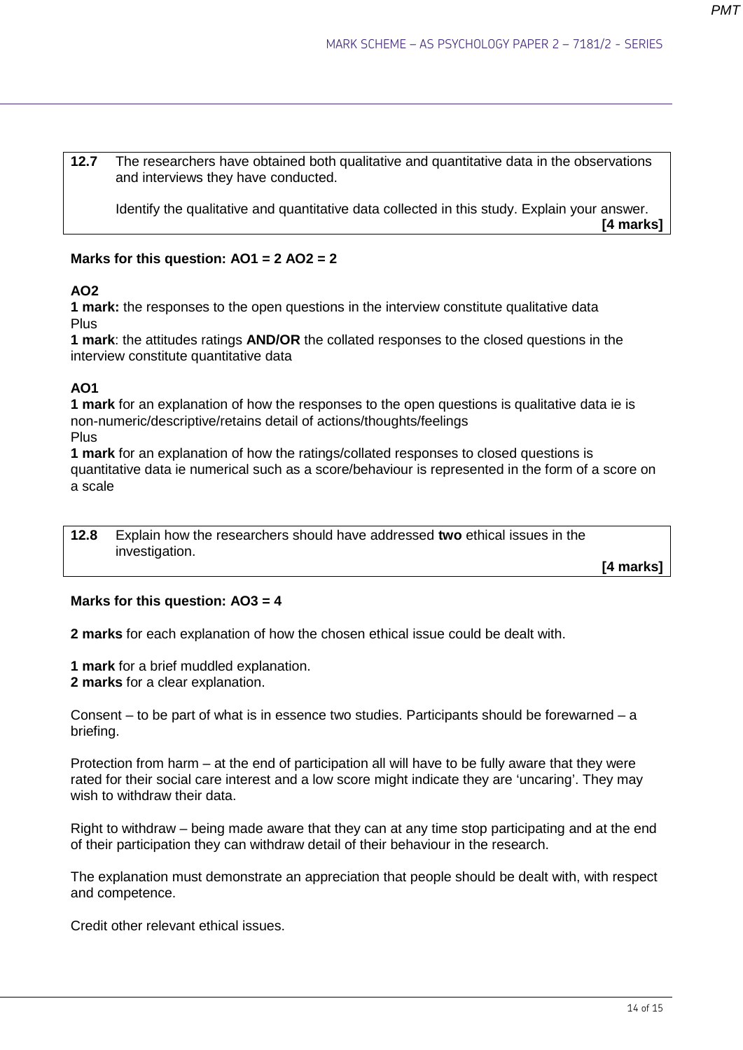| | |
|---|---|
| **12.7** | The researchers have obtained both qualitative and quantitative data in the observations and interviews they have conducted.<br><br>Identify the qualitative and quantitative data collected in this study. Explain your answer. **[4 marks]** |

**Marks for this question: AO1 = 2 AO2 = 2**

**AO2**
**1 mark:** the responses to the open questions in the interview constitute qualitative data
Plus
**1 mark**: the attitudes ratings **AND/OR** the collated responses to the closed questions in the interview constitute quantitative data

**AO1**
**1 mark** for an explanation of how the responses to the open questions is qualitative data ie is non-numeric/descriptive/retains detail of actions/thoughts/feelings
Plus
**1 mark** for an explanation of how the ratings/collated responses to closed questions is quantitative data ie numerical such as a score/behaviour is represented in the form of a score on a scale

| | |
|---|---|
| **12.8** | Explain how the researchers should have addressed **two** ethical issues in the investigation. **[4 marks]** |

**Marks for this question: AO3 = 4**

**2 marks** for each explanation of how the chosen ethical issue could be dealt with.

**1 mark** for a brief muddled explanation.
**2 marks** for a clear explanation.

Consent – to be part of what is in essence two studies. Participants should be forewarned – a briefing.

Protection from harm – at the end of participation all will have to be fully aware that they were rated for their social care interest and a low score might indicate they are 'uncaring'. They may wish to withdraw their data.

Right to withdraw – being made aware that they can at any time stop participating and at the end of their participation they can withdraw detail of their behaviour in the research.

The explanation must demonstrate an appreciation that people should be dealt with, with respect and competence.

Credit other relevant ethical issues.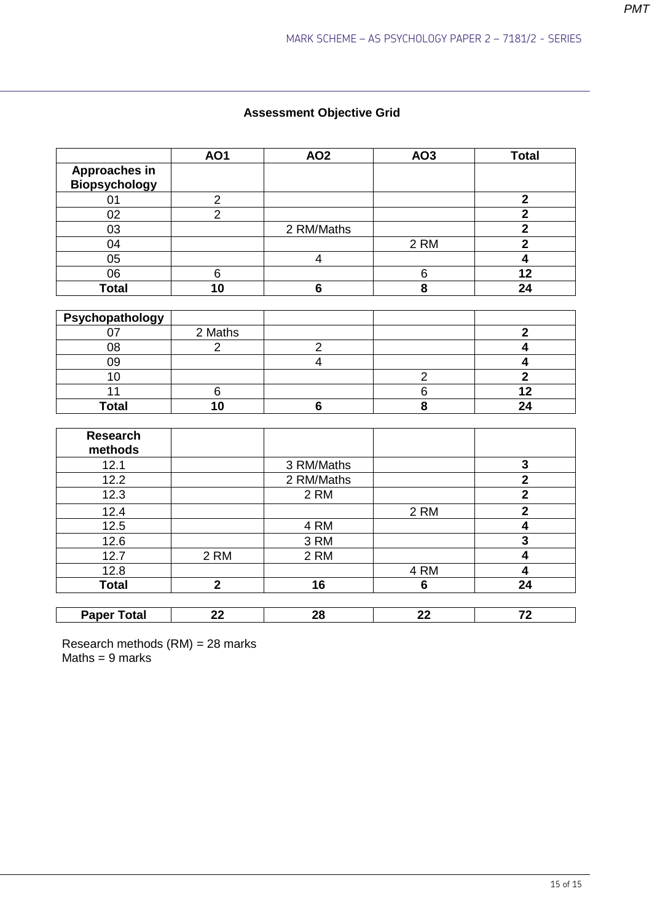**Assessment Objective Grid**

| | AO1 | AO2 | AO3 | Total |
|---|---|---|---|---|
| **Approaches in Biopsychology** | | | | |
| 01 | 2 | | | **2** |
| 02 | 2 | | | **2** |
| 03 | | 2 RM/Maths | | **2** |
| 04 | | | 2 RM | **2** |
| 05 | | 4 | | **4** |
| 06 | 6 | | 6 | **12** |
| **Total** | **10** | **6** | **8** | **24** |
| | | | | |
| **Psychopathology** | | | | |
| 07 | 2 Maths | | | **2** |
| 08 | 2 | 2 | | **4** |
| 09 | | 4 | | **4** |
| 10 | | | 2 | **2** |
| 11 | 6 | | 6 | **12** |
| **Total** | **10** | **6** | **8** | **24** |
| | | | | |
| **Research methods** | | | | |
| 12.1 | | 3 RM/Maths | | **3** |
| 12.2 | | 2 RM/Maths | | **2** |
| 12.3 | | 2 RM | | **2** |
| 12.4 | | | 2 RM | **2** |
| 12.5 | | 4 RM | | **4** |
| 12.6 | | 3 RM | | **3** |
| 12.7 | 2 RM | 2 RM | | **4** |
| 12.8 | | | 4 RM | **4** |
| **Total** | **2** | **16** | **6** | **24** |
| | | | | |
| **Paper Total** | **22** | **28** | **22** | **72** |

Research methods (RM) = 28 marks
Maths = 9 marks